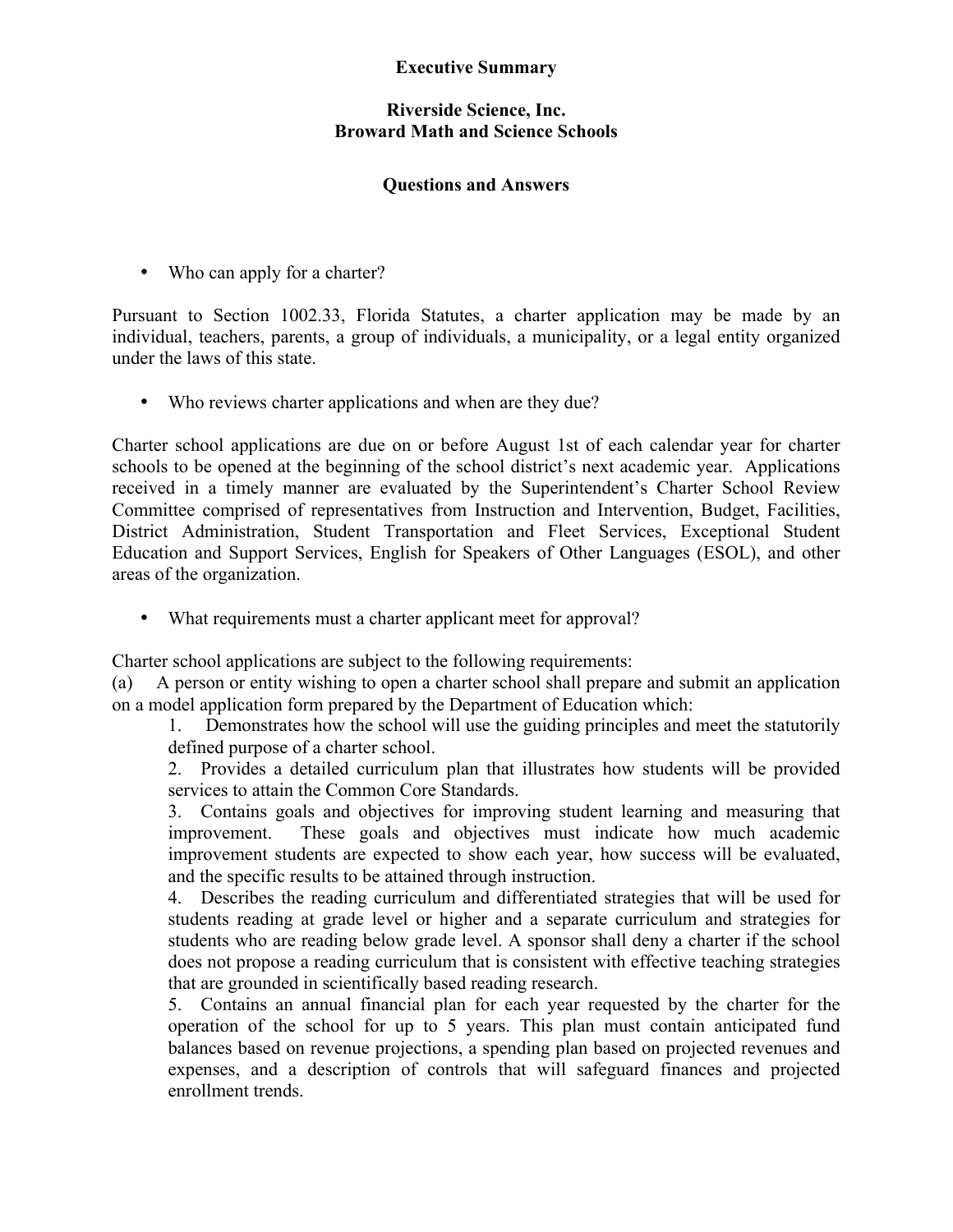# Executive Summary

## Riverside Science, Inc.
## Broward Math and Science Schools

## Questions and Answers

- Who can apply for a charter?

Pursuant to Section 1002.33, Florida Statutes, a charter application may be made by an individual, teachers, parents, a group of individuals, a municipality, or a legal entity organized under the laws of this state.

- Who reviews charter applications and when are they due?

Charter school applications are due on or before August 1st of each calendar year for charter schools to be opened at the beginning of the school district's next academic year. Applications received in a timely manner are evaluated by the Superintendent's Charter School Review Committee comprised of representatives from Instruction and Intervention, Budget, Facilities, District Administration, Student Transportation and Fleet Services, Exceptional Student Education and Support Services, English for Speakers of Other Languages (ESOL), and other areas of the organization.

- What requirements must a charter applicant meet for approval?

Charter school applications are subject to the following requirements:

(a) A person or entity wishing to open a charter school shall prepare and submit an application on a model application form prepared by the Department of Education which:

1. Demonstrates how the school will use the guiding principles and meet the statutorily defined purpose of a charter school.
2. Provides a detailed curriculum plan that illustrates how students will be provided services to attain the Common Core Standards.
3. Contains goals and objectives for improving student learning and measuring that improvement. These goals and objectives must indicate how much academic improvement students are expected to show each year, how success will be evaluated, and the specific results to be attained through instruction.
4. Describes the reading curriculum and differentiated strategies that will be used for students reading at grade level or higher and a separate curriculum and strategies for students who are reading below grade level. A sponsor shall deny a charter if the school does not propose a reading curriculum that is consistent with effective teaching strategies that are grounded in scientifically based reading research.
5. Contains an annual financial plan for each year requested by the charter for the operation of the school for up to 5 years. This plan must contain anticipated fund balances based on revenue projections, a spending plan based on projected revenues and expenses, and a description of controls that will safeguard finances and projected enrollment trends.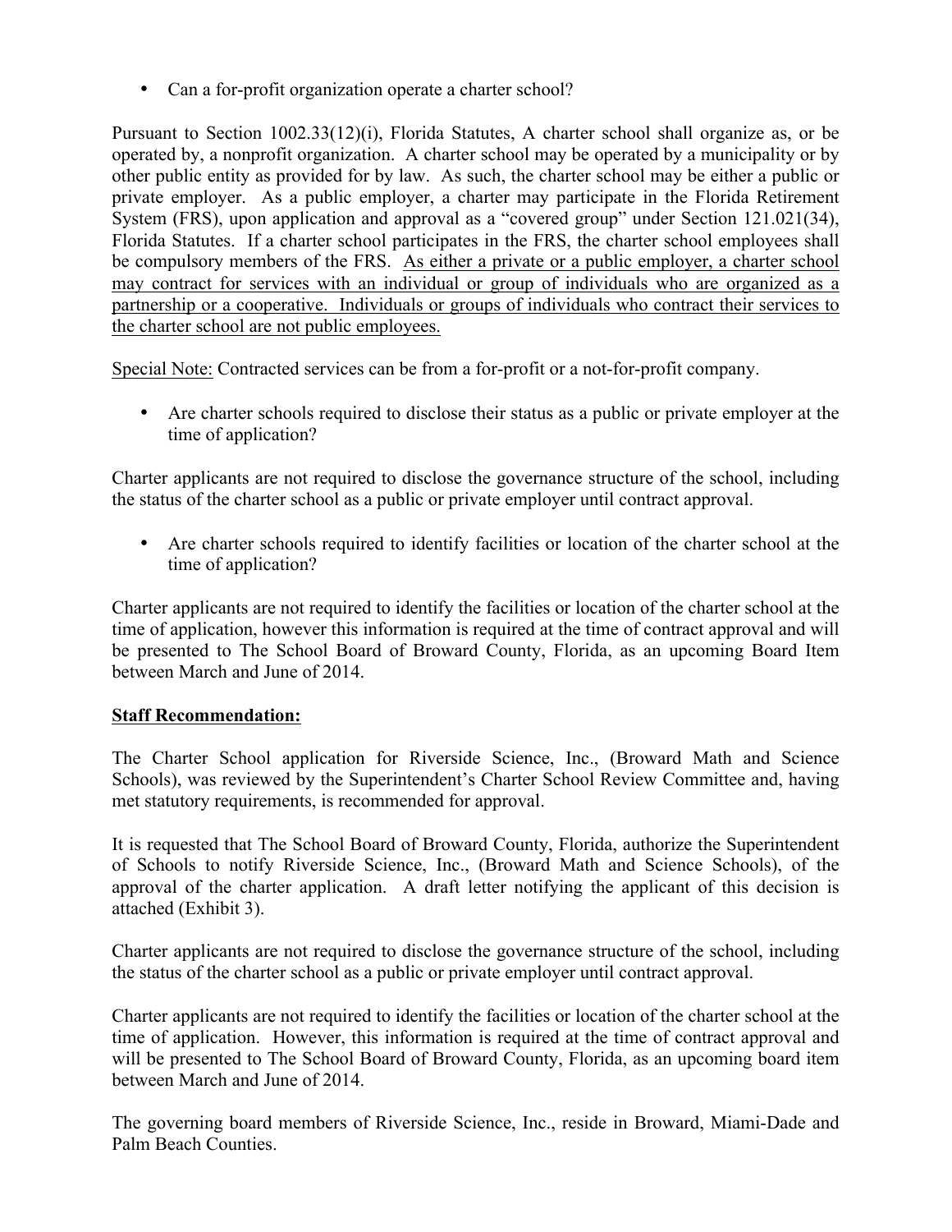- Can a for-profit organization operate a charter school?

Pursuant to Section 1002.33(12)(i), Florida Statutes, A charter school shall organize as, or be operated by, a nonprofit organization. A charter school may be operated by a municipality or by other public entity as provided for by law. As such, the charter school may be either a public or private employer. As a public employer, a charter may participate in the Florida Retirement System (FRS), upon application and approval as a "covered group" under Section 121.021(34), Florida Statutes. If a charter school participates in the FRS, the charter school employees shall be compulsory members of the FRS. <u>As either a private or a public employer, a charter school may contract for services with an individual or group of individuals who are organized as a partnership or a cooperative. Individuals or groups of individuals who contract their services to the charter school are not public employees.</u>

<u>Special Note:</u> Contracted services can be from a for-profit or a not-for-profit company.

- Are charter schools required to disclose their status as a public or private employer at the time of application?

Charter applicants are not required to disclose the governance structure of the school, including the status of the charter school as a public or private employer until contract approval.

- Are charter schools required to identify facilities or location of the charter school at the time of application?

Charter applicants are not required to identify the facilities or location of the charter school at the time of application, however this information is required at the time of contract approval and will be presented to The School Board of Broward County, Florida, as an upcoming Board Item between March and June of 2014.

**<u>Staff Recommendation:</u>**

The Charter School application for Riverside Science, Inc., (Broward Math and Science Schools), was reviewed by the Superintendent's Charter School Review Committee and, having met statutory requirements, is recommended for approval.

It is requested that The School Board of Broward County, Florida, authorize the Superintendent of Schools to notify Riverside Science, Inc., (Broward Math and Science Schools), of the approval of the charter application. A draft letter notifying the applicant of this decision is attached (Exhibit 3).

Charter applicants are not required to disclose the governance structure of the school, including the status of the charter school as a public or private employer until contract approval.

Charter applicants are not required to identify the facilities or location of the charter school at the time of application. However, this information is required at the time of contract approval and will be presented to The School Board of Broward County, Florida, as an upcoming board item between March and June of 2014.

The governing board members of Riverside Science, Inc., reside in Broward, Miami-Dade and Palm Beach Counties.